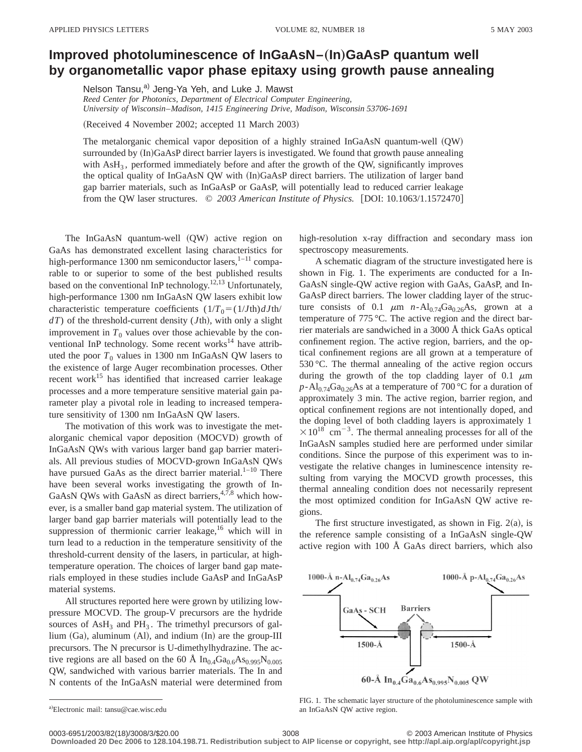# Improved photoluminescence of InGaAsN–(In)GaAsP quantum well by organometallic vapor phase epitaxy using growth pause annealing

Nelson Tansu,[a] Jeng-Ya Yeh, and Luke J. Mawst

*Reed Center for Photonics, Department of Electrical Computer Engineering, University of Wisconsin–Madison, 1415 Engineering Drive, Madison, Wisconsin 53706-1691*

(Received 4 November 2002; accepted 11 March 2003)

The metalorganic chemical vapor deposition of a highly strained InGaAsN quantum-well (QW) surrounded by (In)GaAsP direct barrier layers is investigated. We found that growth pause annealing with $AsH_3$, performed immediately before and after the growth of the QW, significantly improves the optical quality of InGaAsN QW with (In)GaAsP direct barriers. The utilization of larger band gap barrier materials, such as InGaAsP or GaAsP, will potentially lead to reduced carrier leakage from the QW laser structures. © *2003 American Institute of Physics.* [DOI: 10.1063/1.1572470]

The InGaAsN quantum-well (QW) active region on GaAs has demonstrated excellent lasing characteristics for high-performance 1300 nm semiconductor lasers,[1–11] comparable to or superior to some of the best published results based on the conventional InP technology.[12,13] Unfortunately, high-performance 1300 nm InGaAsN QW lasers exhibit low characteristic temperature coefficients $(1/T_0=(1/J\text{th})dJ\text{th}/dT)$ of the threshold-current density ($J$th), with only a slight improvement in $T_0$ values over those achievable by the conventional InP technology. Some recent works[14] have attributed the poor $T_0$ values in 1300 nm InGaAsN QW lasers to the existence of large Auger recombination processes. Other recent work[15] has identified that increased carrier leakage processes and a more temperature sensitive material gain parameter play a pivotal role in leading to increased temperature sensitivity of 1300 nm InGaAsN QW lasers.

The motivation of this work was to investigate the metalorganic chemical vapor deposition (MOCVD) growth of InGaAsN QWs with various larger band gap barrier materials. All previous studies of MOCVD-grown InGaAsN QWs have pursued GaAs as the direct barrier material.[1–10] There have been several works investigating the growth of InGaAsN QWs with GaAsN as direct barriers,[4,7,8] which however, is a smaller band gap material system. The utilization of larger band gap barrier materials will potentially lead to the suppression of thermionic carrier leakage,[16] which will in turn lead to a reduction in the temperature sensitivity of the threshold-current density of the lasers, in particular, at high-temperature operation. The choices of larger band gap materials employed in these studies include GaAsP and InGaAsP material systems.

All structures reported here were grown by utilizing low-pressure MOCVD. The group-V precursors are the hydride sources of $AsH_3$ and $PH_3$. The trimethyl precursors of gallium (Ga), aluminum (Al), and indium (In) are the group-III precursors. The N precursor is U-dimethylhydrazine. The active regions are all based on the 60 Å $In_{0.4}Ga_{0.6}As_{0.995}N_{0.005}$ QW, sandwiched with various barrier materials. The In and N contents of the InGaAsN material were determined from high-resolution x-ray diffraction and secondary mass ion spectroscopy measurements.

A schematic diagram of the structure investigated here is shown in Fig. 1. The experiments are conducted for a InGaAsN single-QW active region with GaAs, GaAsP, and InGaAsP direct barriers. The lower cladding layer of the structure consists of 0.1 μm $n$-$Al_{0.74}Ga_{0.26}As$, grown at a temperature of 775 °C. The active region and the direct barrier materials are sandwiched in a 3000 Å thick GaAs optical confinement region. The active region, barriers, and the optical confinement regions are all grown at a temperature of 530 °C. The thermal annealing of the active region occurs during the growth of the top cladding layer of 0.1 μm $p$-$Al_{0.74}Ga_{0.26}As$ at a temperature of 700 °C for a duration of approximately 3 min. The active region, barrier region, and optical confinement regions are not intentionally doped, and the doping level of both cladding layers is approximately $1\times10^{18}$ cm$^{-3}$. The thermal annealing processes for all of the InGaAsN samples studied here are performed under similar conditions. Since the purpose of this experiment was to investigate the relative changes in luminescence intensity resulting from varying the MOCVD growth processes, this thermal annealing condition does not necessarily represent the most optimized condition for InGaAsN QW active regions.

The first structure investigated, as shown in Fig. 2(a), is the reference sample consisting of a InGaAsN single-QW active region with 100 Å GaAs direct barriers, which also

FIG. 1. The schematic layer structure of the photoluminescence sample with an InGaAsN QW active region.

[a]Electronic mail: tansu@cae.wisc.edu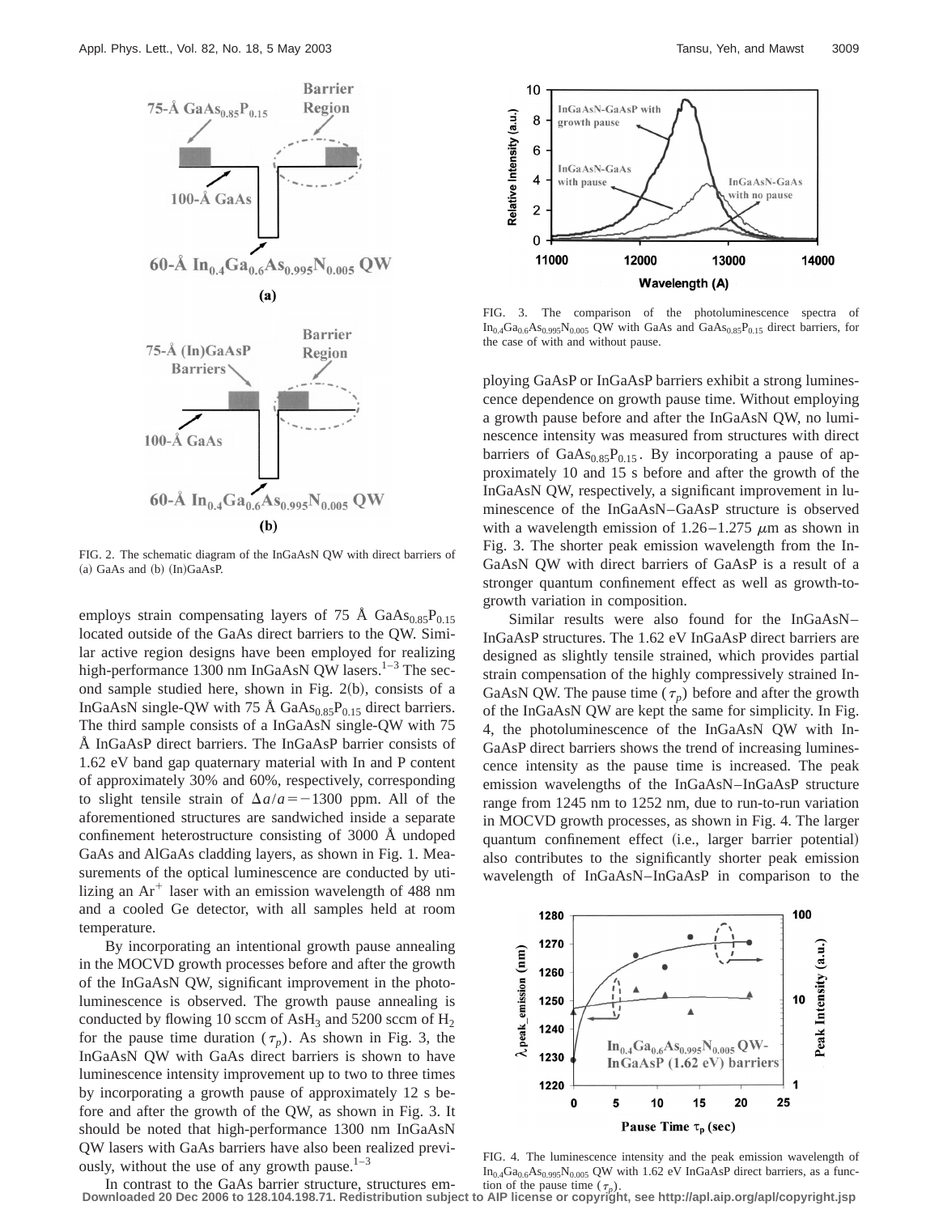FIG. 2. The schematic diagram of the InGaAsN QW with direct barriers of (a) GaAs and (b) (In)GaAsP.

employs strain compensating layers of 75 Å $GaAs_{0.85}P_{0.15}$ located outside of the GaAs direct barriers to the QW. Similar active region designs have been employed for realizing high-performance 1300 nm InGaAsN QW lasers.[1–3] The second sample studied here, shown in Fig. 2(b), consists of a InGaAsN single-QW with 75 Å $GaAs_{0.85}P_{0.15}$ direct barriers. The third sample consists of a InGaAsN single-QW with 75 Å InGaAsP direct barriers. The InGaAsP barrier consists of 1.62 eV band gap quaternary material with In and P content of approximately 30% and 60%, respectively, corresponding to slight tensile strain of $\Delta a/a = -1300$ ppm. All of the aforementioned structures are sandwiched inside a separate confinement heterostructure consisting of 3000 Å undoped GaAs and AlGaAs cladding layers, as shown in Fig. 1. Measurements of the optical luminescence are conducted by utilizing an $Ar^+$ laser with an emission wavelength of 488 nm and a cooled Ge detector, with all samples held at room temperature.

By incorporating an intentional growth pause annealing in the MOCVD growth processes before and after the growth of the InGaAsN QW, significant improvement in the photoluminescence is observed. The growth pause annealing is conducted by flowing 10 sccm of $AsH_3$ and 5200 sccm of $H_2$ for the pause time duration ($\tau_p$). As shown in Fig. 3, the InGaAsN QW with GaAs direct barriers is shown to have luminescence intensity improvement up to two to three times by incorporating a growth pause of approximately 12 s before and after the growth of the QW, as shown in Fig. 3. It should be noted that high-performance 1300 nm InGaAsN QW lasers with GaAs barriers have also been realized previously, without the use of any growth pause.[1–3]

In contrast to the GaAs barrier structure, structures employing GaAsP or InGaAsP barriers exhibit a strong luminescence dependence on growth pause time. Without employing a growth pause before and after the InGaAsN QW, no luminescence intensity was measured from structures with direct barriers of $GaAs_{0.85}P_{0.15}$. By incorporating a pause of approximately 10 and 15 s before and after the growth of the InGaAsN QW, respectively, a significant improvement in luminescence of the InGaAsN–GaAsP structure is observed with a wavelength emission of 1.26–1.275 $\mu$m as shown in Fig. 3. The shorter peak emission wavelength from the InGaAsN QW with direct barriers of GaAsP is a result of a stronger quantum confinement effect as well as growth-to-growth variation in composition.

FIG. 3. The comparison of the photoluminescence spectra of $In_{0.4}Ga_{0.6}As_{0.995}N_{0.005}$ QW with GaAs and $GaAs_{0.85}P_{0.15}$ direct barriers, for the case of with and without pause.

Similar results were also found for the InGaAsN–InGaAsP structures. The 1.62 eV InGaAsP direct barriers are designed as slightly tensile strained, which provides partial strain compensation of the highly compressively strained InGaAsN QW. The pause time ($\tau_p$) before and after the growth of the InGaAsN QW are kept the same for simplicity. In Fig. 4, the photoluminescence of the InGaAsN QW with InGaAsP direct barriers shows the trend of increasing luminescence intensity as the pause time is increased. The peak emission wavelengths of the InGaAsN–InGaAsP structure range from 1245 nm to 1252 nm, due to run-to-run variation in MOCVD growth processes, as shown in Fig. 4. The larger quantum confinement effect (i.e., larger barrier potential) also contributes to the significantly shorter peak emission wavelength of InGaAsN–InGaAsP in comparison to the

FIG. 4. The luminescence intensity and the peak emission wavelength of $In_{0.4}Ga_{0.6}As_{0.995}N_{0.005}$ QW with 1.62 eV InGaAsP direct barriers, as a function of the pause time ($\tau_p$).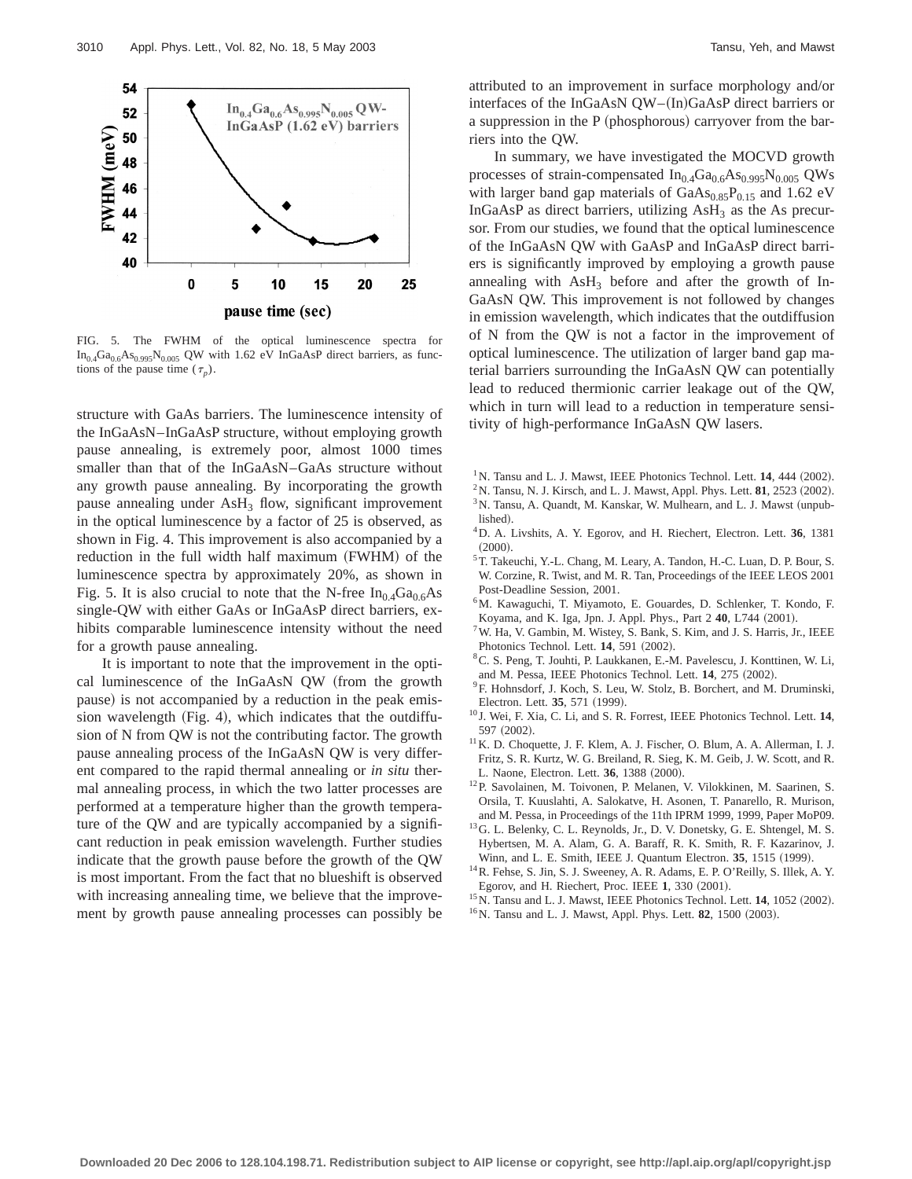FWHM (meV)

54
52
50
48
46
44
42
40

0 5 10 15 20 25

pause time (sec)

$In_{0.4}Ga_{0.6}As_{0.995}N_{0.005}$ QW-InGaAsP (1.62 eV) barriers

FIG. 5. The FWHM of the optical luminescence spectra for $In_{0.4}Ga_{0.6}As_{0.995}N_{0.005}$ QW with 1.62 eV InGaAsP direct barriers, as functions of the pause time ($\tau_p$).

structure with GaAs barriers. The luminescence intensity of the InGaAsN–InGaAsP structure, without employing growth pause annealing, is extremely poor, almost 1000 times smaller than that of the InGaAsN–GaAs structure without any growth pause annealing. By incorporating the growth pause annealing under $AsH_3$ flow, significant improvement in the optical luminescence by a factor of 25 is observed, as shown in Fig. 4. This improvement is also accompanied by a reduction in the full width half maximum (FWHM) of the luminescence spectra by approximately 20%, as shown in Fig. 5. It is also crucial to note that the N-free $In_{0.4}Ga_{0.6}As$ single-QW with either GaAs or InGaAsP direct barriers, exhibits comparable luminescence intensity without the need for a growth pause annealing.

It is important to note that the improvement in the optical luminescence of the InGaAsN QW (from the growth pause) is not accompanied by a reduction in the peak emission wavelength (Fig. 4), which indicates that the outdiffusion of N from QW is not the contributing factor. The growth pause annealing process of the InGaAsN QW is very different compared to the rapid thermal annealing or *in situ* thermal annealing process, in which the two latter processes are performed at a temperature higher than the growth temperature of the QW and are typically accompanied by a significant reduction in peak emission wavelength. Further studies indicate that the growth pause before the growth of the QW is most important. From the fact that no blueshift is observed with increasing annealing time, we believe that the improvement by growth pause annealing processes can possibly be attributed to an improvement in surface morphology and/or interfaces of the InGaAsN QW–(In)GaAsP direct barriers or a suppression in the P (phosphorous) carryover from the barriers into the QW.

In summary, we have investigated the MOCVD growth processes of strain-compensated $In_{0.4}Ga_{0.6}As_{0.995}N_{0.005}$ QWs with larger band gap materials of $GaAs_{0.85}P_{0.15}$ and 1.62 eV InGaAsP as direct barriers, utilizing $AsH_3$ as the As precursor. From our studies, we found that the optical luminescence of the InGaAsN QW with GaAsP and InGaAsP direct barriers is significantly improved by employing a growth pause annealing with $AsH_3$ before and after the growth of InGaAsN QW. This improvement is not followed by changes in emission wavelength, which indicates that the outdiffusion of N from the QW is not a factor in the improvement of optical luminescence. The utilization of larger band gap material barriers surrounding the InGaAsN QW can potentially lead to reduced thermionic carrier leakage out of the QW, which in turn will lead to a reduction in temperature sensitivity of high-performance InGaAsN QW lasers.

[1] N. Tansu and L. J. Mawst, IEEE Photonics Technol. Lett. **14**, 444 (2002).
[2] N. Tansu, N. J. Kirsch, and L. J. Mawst, Appl. Phys. Lett. **81**, 2523 (2002).
[3] N. Tansu, A. Quandt, M. Kanskar, W. Mulhearn, and L. J. Mawst (unpublished).
[4] D. A. Livshits, A. Y. Egorov, and H. Riechert, Electron. Lett. **36**, 1381 (2000).
[5] T. Takeuchi, Y.-L. Chang, M. Leary, A. Tandon, H.-C. Luan, D. P. Bour, S. W. Corzine, R. Twist, and M. R. Tan, Proceedings of the IEEE LEOS 2001 Post-Deadline Session, 2001.
[6] M. Kawaguchi, T. Miyamoto, E. Gouardes, D. Schlenker, T. Kondo, F. Koyama, and K. Iga, Jpn. J. Appl. Phys., Part 2 **40**, L744 (2001).
[7] W. Ha, V. Gambin, M. Wistey, S. Bank, S. Kim, and J. S. Harris, Jr., IEEE Photonics Technol. Lett. **14**, 591 (2002).
[8] C. S. Peng, T. Jouhti, P. Laukkanen, E.-M. Pavelescu, J. Konttinen, W. Li, and M. Pessa, IEEE Photonics Technol. Lett. **14**, 275 (2002).
[9] F. Hohnsdorf, J. Koch, S. Leu, W. Stolz, B. Borchert, and M. Druminski, Electron. Lett. **35**, 571 (1999).
[10] J. Wei, F. Xia, C. Li, and S. R. Forrest, IEEE Photonics Technol. Lett. **14**, 597 (2002).
[11] K. D. Choquette, J. F. Klem, A. J. Fischer, O. Blum, A. A. Allerman, I. J. Fritz, S. R. Kurtz, W. G. Breiland, R. Sieg, K. M. Geib, J. W. Scott, and R. L. Naone, Electron. Lett. **36**, 1388 (2000).
[12] P. Savolainen, M. Toivonen, P. Melanen, V. Vilokkinen, M. Saarinen, S. Orsila, T. Kuuslahti, A. Salokatve, H. Asonen, T. Panarello, R. Murison, and M. Pessa, in Proceedings of the 11th IPRM 1999, 1999, Paper MoP09.
[13] G. L. Belenky, C. L. Reynolds, Jr., D. V. Donetsky, G. E. Shtengel, M. S. Hybertsen, M. A. Alam, G. A. Baraff, R. K. Smith, R. F. Kazarinov, J. Winn, and L. E. Smith, IEEE J. Quantum Electron. **35**, 1515 (1999).
[14] R. Fehse, S. Jin, S. J. Sweeney, A. R. Adams, E. P. O'Reilly, S. Illek, A. Y. Egorov, and H. Riechert, Proc. IEEE **1**, 330 (2001).
[15] N. Tansu and L. J. Mawst, IEEE Photonics Technol. Lett. **14**, 1052 (2002).
[16] N. Tansu and L. J. Mawst, Appl. Phys. Lett. **82**, 1500 (2003).